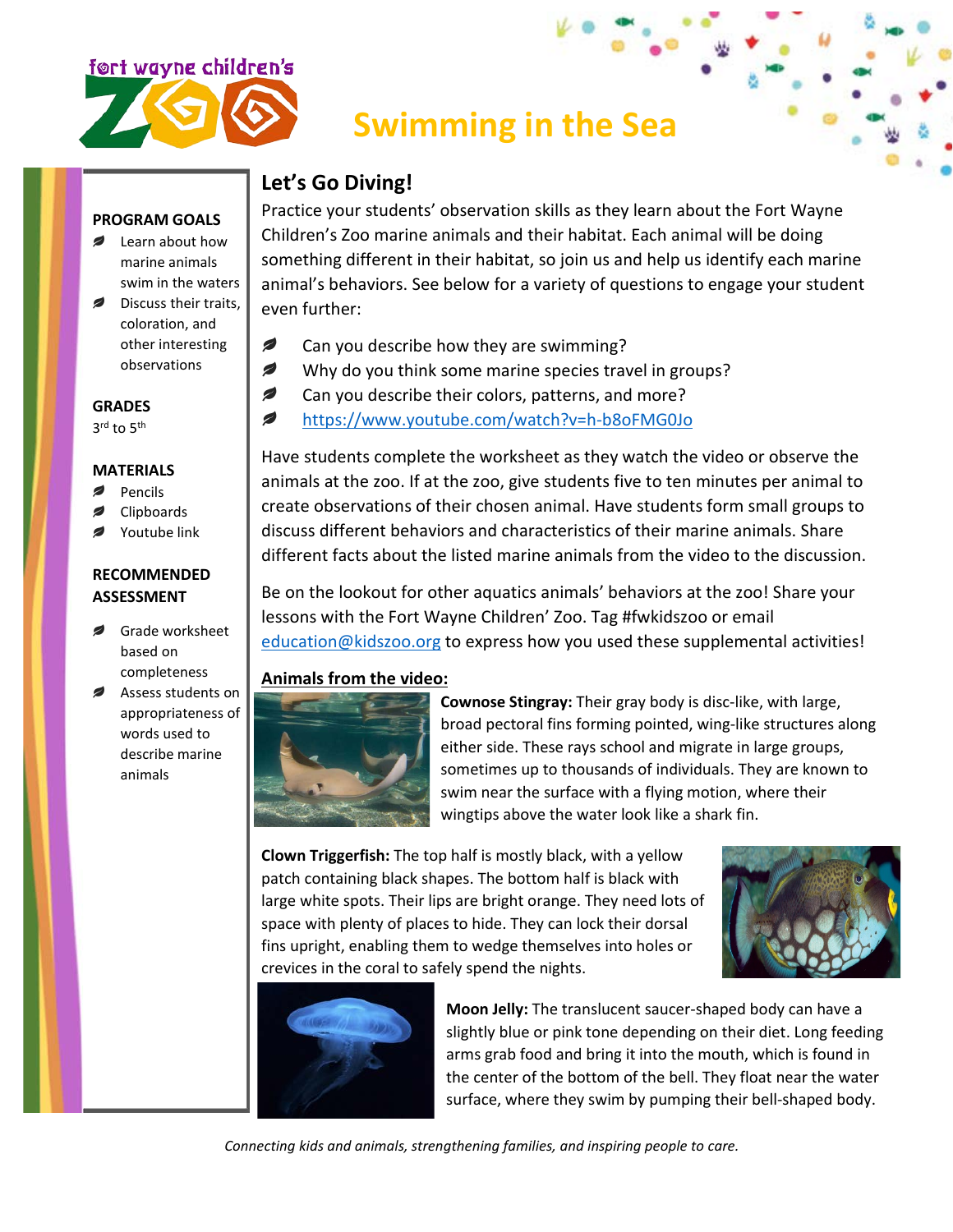fort wayne children's ZOO

# Swimming in the Sea

**PROGRAM GOALS**

- Learn about how marine animals swim in the waters
- Discuss their traits, coloration, and other interesting observations

**GRADES**

3rd to 5th

**MATERIALS**

- Pencils
- Clipboards
- Youtube link

**RECOMMENDED ASSESSMENT**

- Grade worksheet based on completeness
- Assess students on appropriateness of words used to describe marine animals

## Let's Go Diving!

Practice your students' observation skills as they learn about the Fort Wayne Children's Zoo marine animals and their habitat. Each animal will be doing something different in their habitat, so join us and help us identify each marine animal's behaviors. See below for a variety of questions to engage your student even further:

- Can you describe how they are swimming?
- Why do you think some marine species travel in groups?
- Can you describe their colors, patterns, and more?
- https://www.youtube.com/watch?v=h-b8oFMG0Jo

Have students complete the worksheet as they watch the video or observe the animals at the zoo. If at the zoo, give students five to ten minutes per animal to create observations of their chosen animal. Have students form small groups to discuss different behaviors and characteristics of their marine animals. Share different facts about the listed marine animals from the video to the discussion.

Be on the lookout for other aquatics animals' behaviors at the zoo! Share your lessons with the Fort Wayne Children' Zoo. Tag #fwkidszoo or email education@kidszoo.org to express how you used these supplemental activities!

**Animals from the video:**

**Cownose Stingray:** Their gray body is disc-like, with large, broad pectoral fins forming pointed, wing-like structures along either side. These rays school and migrate in large groups, sometimes up to thousands of individuals. They are known to swim near the surface with a flying motion, where their wingtips above the water look like a shark fin.

**Clown Triggerfish:** The top half is mostly black, with a yellow patch containing black shapes. The bottom half is black with large white spots. Their lips are bright orange. They need lots of space with plenty of places to hide. They can lock their dorsal fins upright, enabling them to wedge themselves into holes or crevices in the coral to safely spend the nights.

**Moon Jelly:** The translucent saucer-shaped body can have a slightly blue or pink tone depending on their diet. Long feeding arms grab food and bring it into the mouth, which is found in the center of the bottom of the bell. They float near the water surface, where they swim by pumping their bell-shaped body.

*Connecting kids and animals, strengthening families, and inspiring people to care.*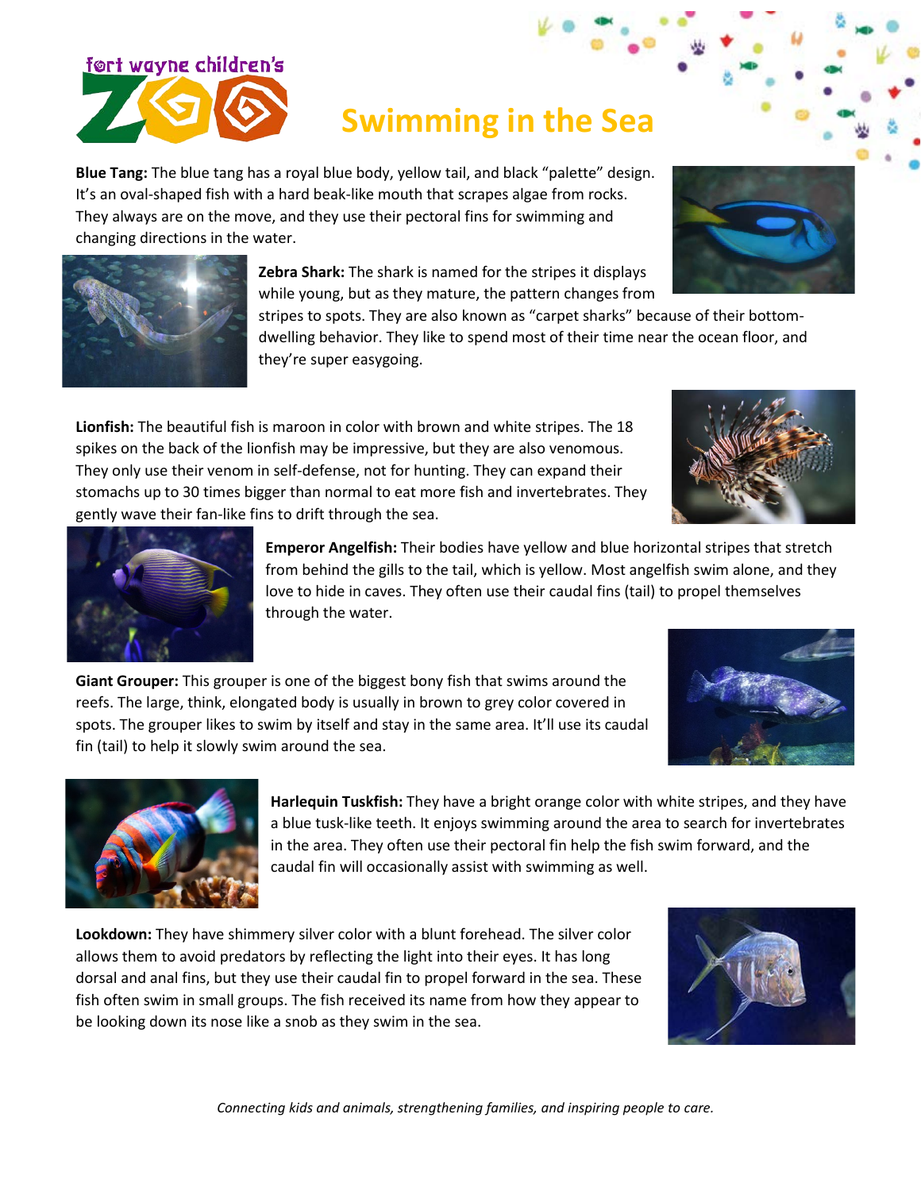# Swimming in the Sea

**Blue Tang:** The blue tang has a royal blue body, yellow tail, and black "palette" design. It's an oval-shaped fish with a hard beak-like mouth that scrapes algae from rocks. They always are on the move, and they use their pectoral fins for swimming and changing directions in the water.

**Zebra Shark:** The shark is named for the stripes it displays while young, but as they mature, the pattern changes from stripes to spots. They are also known as "carpet sharks" because of their bottom-dwelling behavior. They like to spend most of their time near the ocean floor, and they're super easygoing.

**Lionfish:** The beautiful fish is maroon in color with brown and white stripes. The 18 spikes on the back of the lionfish may be impressive, but they are also venomous. They only use their venom in self-defense, not for hunting. They can expand their stomachs up to 30 times bigger than normal to eat more fish and invertebrates. They gently wave their fan-like fins to drift through the sea.

**Emperor Angelfish:** Their bodies have yellow and blue horizontal stripes that stretch from behind the gills to the tail, which is yellow. Most angelfish swim alone, and they love to hide in caves. They often use their caudal fins (tail) to propel themselves through the water.

**Giant Grouper:** This grouper is one of the biggest bony fish that swims around the reefs. The large, think, elongated body is usually in brown to grey color covered in spots. The grouper likes to swim by itself and stay in the same area. It'll use its caudal fin (tail) to help it slowly swim around the sea.

**Harlequin Tuskfish:** They have a bright orange color with white stripes, and they have a blue tusk-like teeth. It enjoys swimming around the area to search for invertebrates in the area. They often use their pectoral fin help the fish swim forward, and the caudal fin will occasionally assist with swimming as well.

**Lookdown:** They have shimmery silver color with a blunt forehead. The silver color allows them to avoid predators by reflecting the light into their eyes. It has long dorsal and anal fins, but they use their caudal fin to propel forward in the sea. These fish often swim in small groups. The fish received its name from how they appear to be looking down its nose like a snob as they swim in the sea.

*Connecting kids and animals, strengthening families, and inspiring people to care.*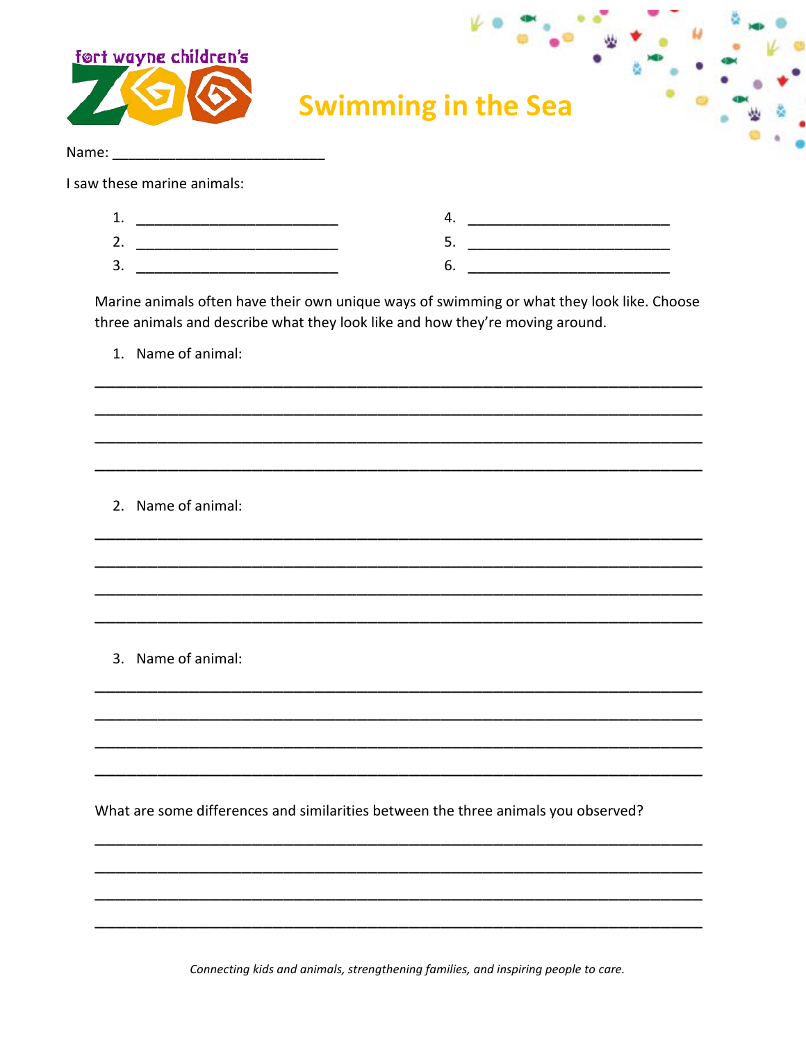fort wayne children's ZOO

# Swimming in the Sea

Name: ___________________________

I saw these marine animals:

1. _________________________
2. _________________________
3. _________________________
4. _________________________
5. _________________________
6. _________________________

Marine animals often have their own unique ways of swimming or what they look like. Choose three animals and describe what they look like and how they're moving around.

1. Name of animal:

_____________________________________________________________________________

_____________________________________________________________________________

_____________________________________________________________________________

_____________________________________________________________________________

2. Name of animal:

_____________________________________________________________________________

_____________________________________________________________________________

_____________________________________________________________________________

_____________________________________________________________________________

3. Name of animal:

_____________________________________________________________________________

_____________________________________________________________________________

_____________________________________________________________________________

_____________________________________________________________________________

What are some differences and similarities between the three animals you observed?

_____________________________________________________________________________

_____________________________________________________________________________

_____________________________________________________________________________

_____________________________________________________________________________

*Connecting kids and animals, strengthening families, and inspiring people to care.*